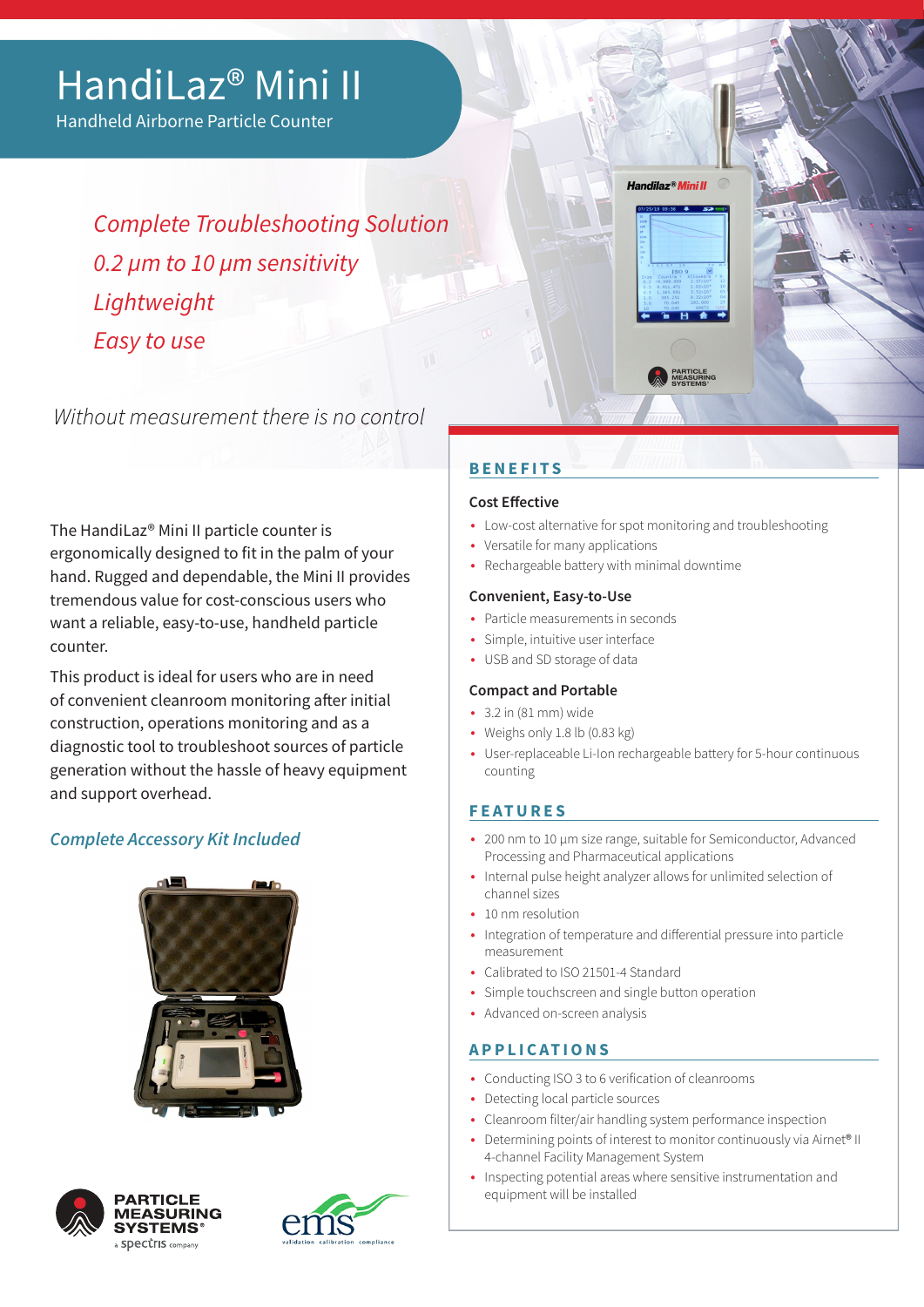# HandiLaz® Mini II

Handheld Airborne Particle Counter

*Complete Troubleshooting Solution*

*0.2 µm to 10 µm sensitivity*

*Lightweight*

*Easy to use*

*Without measurement there is no control*

The HandiLaz® Mini II particle counter is ergonomically designed to fit in the palm of your hand. Rugged and dependable, the Mini II provides tremendous value for cost-conscious users who want a reliable, easy-to-use, handheld particle counter.

This product is ideal for users who are in need of convenient cleanroom monitoring after initial construction, operations monitoring and as a diagnostic tool to troubleshoot sources of particle generation without the hassle of heavy equipment and support overhead.

*Complete Accessory Kit Included*

## BENEFITS

### Cost Effective

- Low-cost alternative for spot monitoring and troubleshooting
- Versatile for many applications
- Rechargeable battery with minimal downtime

### Convenient, Easy-to-Use

- Particle measurements in seconds
- Simple, intuitive user interface
- USB and SD storage of data

### Compact and Portable

- 3.2 in (81 mm) wide
- Weighs only 1.8 lb (0.83 kg)
- User-replaceable Li-Ion rechargeable battery for 5-hour continuous counting

## FEATURES

- 200 nm to 10 µm size range, suitable for Semiconductor, Advanced Processing and Pharmaceutical applications
- Internal pulse height analyzer allows for unlimited selection of channel sizes
- 10 nm resolution
- Integration of temperature and differential pressure into particle measurement
- Calibrated to ISO 21501-4 Standard
- Simple touchscreen and single button operation
- Advanced on-screen analysis

## APPLICATIONS

- Conducting ISO 3 to 6 verification of cleanrooms
- Detecting local particle sources
- Cleanroom filter/air handling system performance inspection
- Determining points of interest to monitor continuously via Airnet® II 4-channel Facility Management System
- Inspecting potential areas where sensitive instrumentation and equipment will be installed

PARTICLE MEASURING SYSTEMS® a spectris company

ems validation calibration compliance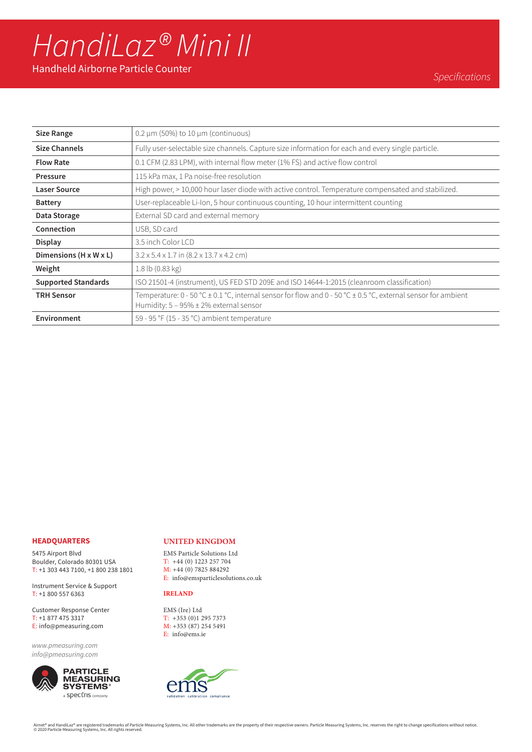# *HandiLaz® Mini II*

Handheld Airborne Particle Counter

*Specifications*

| | |
|---|---|
| **Size Range** | 0.2 µm (50%) to 10 µm (continuous) |
| **Size Channels** | Fully user-selectable size channels. Capture size information for each and every single particle. |
| **Flow Rate** | 0.1 CFM (2.83 LPM), with internal flow meter (1% FS) and active flow control |
| **Pressure** | 115 kPa max, 1 Pa noise-free resolution |
| **Laser Source** | High power, > 10,000 hour laser diode with active control. Temperature compensated and stabilized. |
| **Battery** | User-replaceable Li-Ion, 5 hour continuous counting, 10 hour intermittent counting |
| **Data Storage** | External SD card and external memory |
| **Connection** | USB, SD card |
| **Display** | 3.5 inch Color LCD |
| **Dimensions (H x W x L)** | 3.2 x 5.4 x 1.7 in (8.2 x 13.7 x 4.2 cm) |
| **Weight** | 1.8 lb (0.83 kg) |
| **Supported Standards** | ISO 21501-4 (instrument), US FED STD 209E and ISO 14644-1:2015 (cleanroom classification) |
| **TRH Sensor** | Temperature: 0 - 50 °C ± 0.1 °C, internal sensor for flow and 0 - 50 °C ± 0.5 °C, external sensor for ambient<br>Humidity: 5 – 95% ± 2% external sensor |
| **Environment** | 59 - 95 °F (15 - 35 °C) ambient temperature |

**HEADQUARTERS**

5475 Airport Blvd
Boulder, Colorado 80301 USA
T: +1 303 443 7100, +1 800 238 1801

Instrument Service & Support
T: +1 800 557 6363

Customer Response Center
T: +1 877 475 3317
E: info@pmeasuring.com

*www.pmeasuring.com*
*info@pmeasuring.com*

PARTICLE MEASURING SYSTEMS®
a Spectris company

**UNITED KINGDOM**

EMS Particle Solutions Ltd
T: +44 (0) 1223 257 704
M: +44 (0) 7825 884292
E: info@emsparticlesolutions.co.uk

**IRELAND**

EMS (Ire) Ltd
T: +353 (0)1 295 7373
M: +353 (87) 254 5491
E: info@ems.ie

ems
validation calibration compliance

Airnet® and HandiLaz® are registered trademarks of Particle Measuring Systems, Inc. All other trademarks are the property of their respective owners. Particle Measuring Systems, Inc. reserves the right to change specifications without notice.
© 2020 Particle Measuring Systems, Inc. All rights reserved.